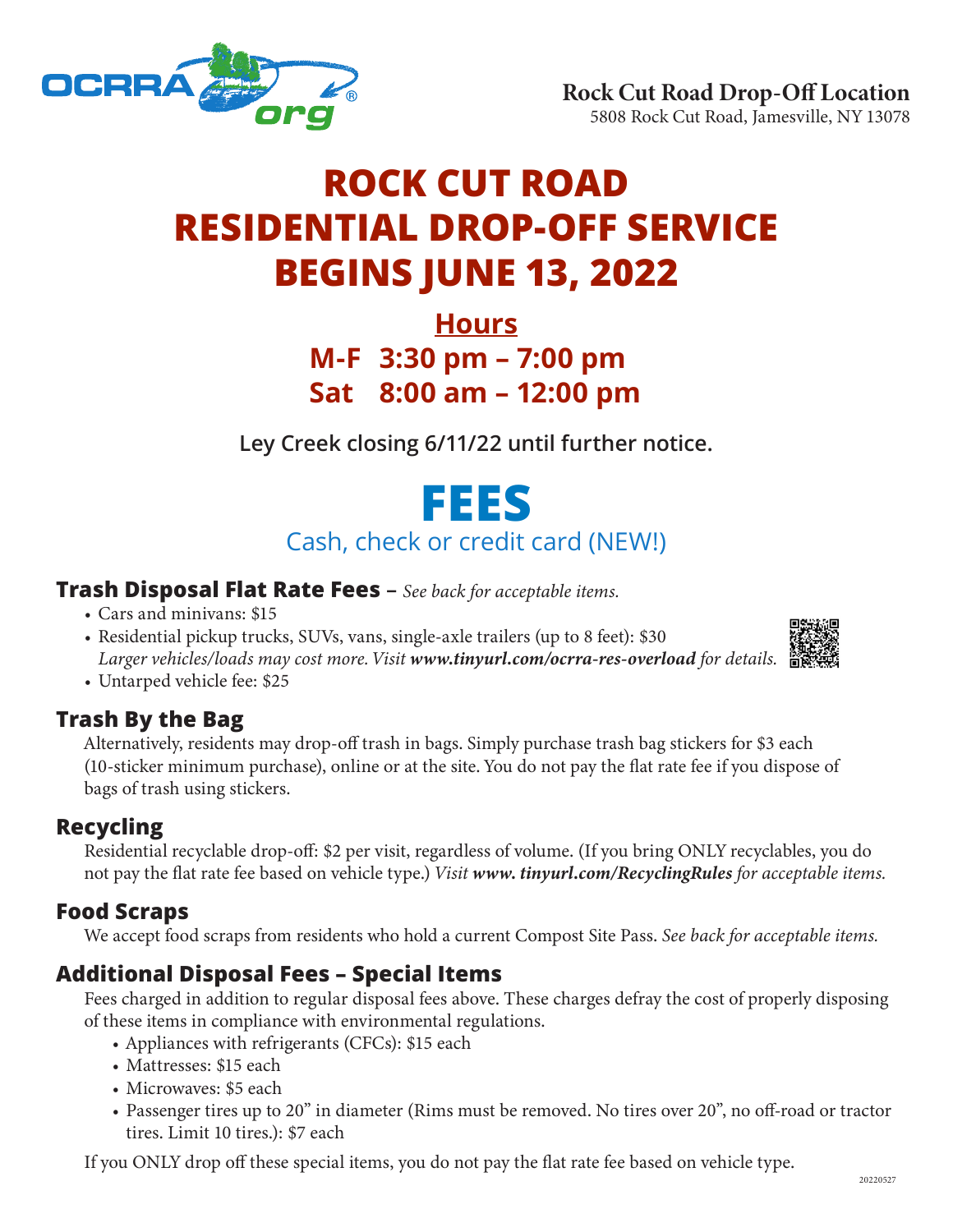**Rock Cut Road Drop-Off Location**
5808 Rock Cut Road, Jamesville, NY 13078

# ROCK CUT ROAD RESIDENTIAL DROP-OFF SERVICE BEGINS JUNE 13, 2022

## Hours

**M-F 3:30 pm – 7:00 pm**
**Sat 8:00 am – 12:00 pm**

**Ley Creek closing 6/11/22 until further notice.**

# FEES

Cash, check or credit card (NEW!)

### Trash Disposal Flat Rate Fees – *See back for acceptable items.*

- Cars and minivans: $15
- Residential pickup trucks, SUVs, vans, single-axle trailers (up to 8 feet): $30
  *Larger vehicles/loads may cost more. Visit **www.tinyurl.com/ocrra-res-overload** for details.*
- Untarped vehicle fee: $25

### Trash By the Bag

Alternatively, residents may drop-off trash in bags. Simply purchase trash bag stickers for $3 each (10-sticker minimum purchase), online or at the site. You do not pay the flat rate fee if you dispose of bags of trash using stickers.

### Recycling

Residential recyclable drop-off: $2 per visit, regardless of volume. (If you bring ONLY recyclables, you do not pay the flat rate fee based on vehicle type.) *Visit **www. tinyurl.com/RecyclingRules** for acceptable items.*

### Food Scraps

We accept food scraps from residents who hold a current Compost Site Pass. *See back for acceptable items.*

### Additional Disposal Fees – Special Items

Fees charged in addition to regular disposal fees above. These charges defray the cost of properly disposing of these items in compliance with environmental regulations.

- Appliances with refrigerants (CFCs): $15 each
- Mattresses: $15 each
- Microwaves: $5 each
- Passenger tires up to 20" in diameter (Rims must be removed. No tires over 20", no off-road or tractor tires. Limit 10 tires.): $7 each

If you ONLY drop off these special items, you do not pay the flat rate fee based on vehicle type.

20220527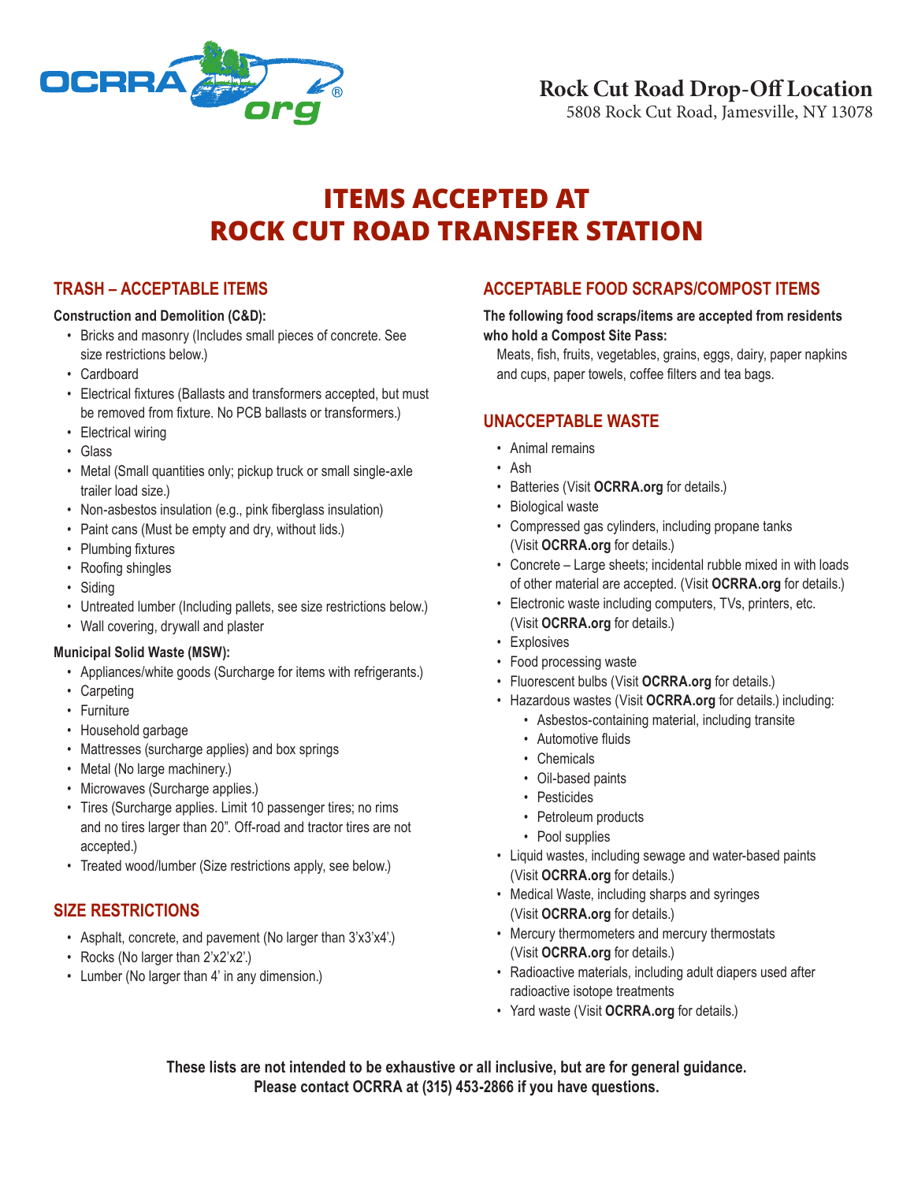**Rock Cut Road Drop-Off Location**
5808 Rock Cut Road, Jamesville, NY 13078

# ITEMS ACCEPTED AT ROCK CUT ROAD TRANSFER STATION

## TRASH – ACCEPTABLE ITEMS

**Construction and Demolition (C&D):**

- Bricks and masonry (Includes small pieces of concrete. See size restrictions below.)
- Cardboard
- Electrical fixtures (Ballasts and transformers accepted, but must be removed from fixture. No PCB ballasts or transformers.)
- Electrical wiring
- Glass
- Metal (Small quantities only; pickup truck or small single-axle trailer load size.)
- Non-asbestos insulation (e.g., pink fiberglass insulation)
- Paint cans (Must be empty and dry, without lids.)
- Plumbing fixtures
- Roofing shingles
- Siding
- Untreated lumber (Including pallets, see size restrictions below.)
- Wall covering, drywall and plaster

**Municipal Solid Waste (MSW):**

- Appliances/white goods (Surcharge for items with refrigerants.)
- Carpeting
- Furniture
- Household garbage
- Mattresses (surcharge applies) and box springs
- Metal (No large machinery.)
- Microwaves (Surcharge applies.)
- Tires (Surcharge applies. Limit 10 passenger tires; no rims and no tires larger than 20". Off-road and tractor tires are not accepted.)
- Treated wood/lumber (Size restrictions apply, see below.)

## SIZE RESTRICTIONS

- Asphalt, concrete, and pavement (No larger than 3'x3'x4'.)
- Rocks (No larger than 2'x2'x2'.)
- Lumber (No larger than 4' in any dimension.)

## ACCEPTABLE FOOD SCRAPS/COMPOST ITEMS

**The following food scraps/items are accepted from residents who hold a Compost Site Pass:**

Meats, fish, fruits, vegetables, grains, eggs, dairy, paper napkins and cups, paper towels, coffee filters and tea bags.

## UNACCEPTABLE WASTE

- Animal remains
- Ash
- Batteries (Visit **OCRRA.org** for details.)
- Biological waste
- Compressed gas cylinders, including propane tanks (Visit **OCRRA.org** for details.)
- Concrete – Large sheets; incidental rubble mixed in with loads of other material are accepted. (Visit **OCRRA.org** for details.)
- Electronic waste including computers, TVs, printers, etc. (Visit **OCRRA.org** for details.)
- Explosives
- Food processing waste
- Fluorescent bulbs (Visit **OCRRA.org** for details.)
- Hazardous wastes (Visit **OCRRA.org** for details.) including:
  - Asbestos-containing material, including transite
  - Automotive fluids
  - Chemicals
  - Oil-based paints
  - Pesticides
  - Petroleum products
  - Pool supplies
- Liquid wastes, including sewage and water-based paints (Visit **OCRRA.org** for details.)
- Medical Waste, including sharps and syringes (Visit **OCRRA.org** for details.)
- Mercury thermometers and mercury thermostats (Visit **OCRRA.org** for details.)
- Radioactive materials, including adult diapers used after radioactive isotope treatments
- Yard waste (Visit **OCRRA.org** for details.)

**These lists are not intended to be exhaustive or all inclusive, but are for general guidance. Please contact OCRRA at (315) 453-2866 if you have questions.**